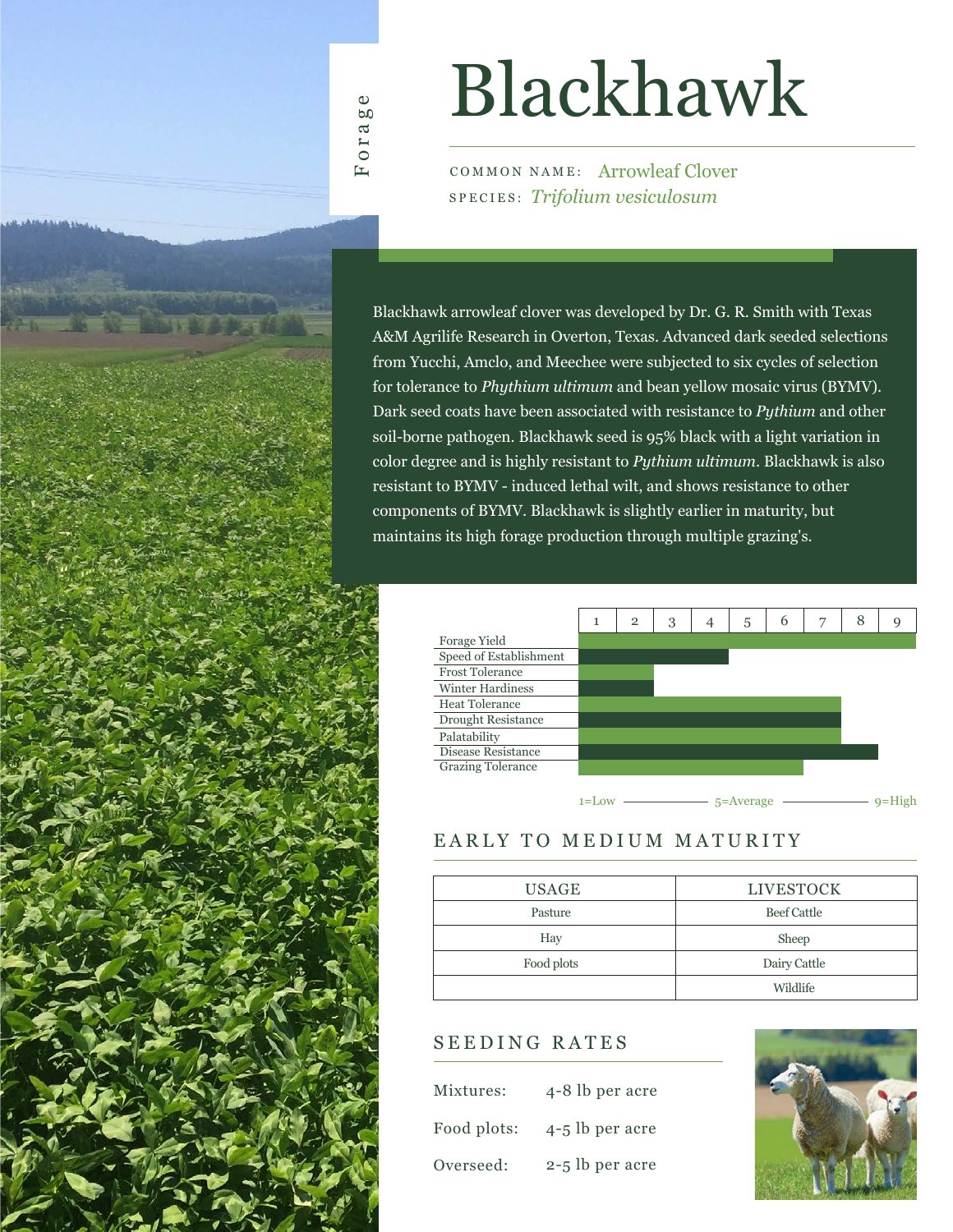Forage

# Blackhawk

COMMON NAME: Arrowleaf Clover
SPECIES: *Trifolium vesiculosum*

Blackhawk arrowleaf clover was developed by Dr. G. R. Smith with Texas A&M Agrilife Research in Overton, Texas. Advanced dark seeded selections from Yucchi, Amclo, and Meechee were subjected to six cycles of selection for tolerance to *Phythium ultimum* and bean yellow mosaic virus (BYMV). Dark seed coats have been associated with resistance to *Pythium* and other soil-borne pathogen. Blackhawk seed is 95% black with a light variation in color degree and is highly resistant to *Pythium ultimum*. Blackhawk is also resistant to BYMV - induced lethal wilt, and shows resistance to other components of BYMV. Blackhawk is slightly earlier in maturity, but maintains its high forage production through multiple grazing's.

| Trait | Rating (1–9) |
| --- | --- |
| Forage Yield | 9 |
| Speed of Establishment | 4 |
| Frost Tolerance | 2 |
| Winter Hardiness | 2 |
| Heat Tolerance | 7 |
| Drought Resistance | 7 |
| Palatability | 7 |
| Disease Resistance | 8 |
| Grazing Tolerance | 6 |

1=Low — 5=Average — 9=High

## EARLY TO MEDIUM MATURITY

| USAGE | LIVESTOCK |
| --- | --- |
| Pasture | Beef Cattle |
| Hay | Sheep |
| Food plots | Dairy Cattle |
| | Wildlife |

## SEEDING RATES

Mixtures: 4-8 lb per acre

Food plots: 4-5 lb per acre

Overseed: 2-5 lb per acre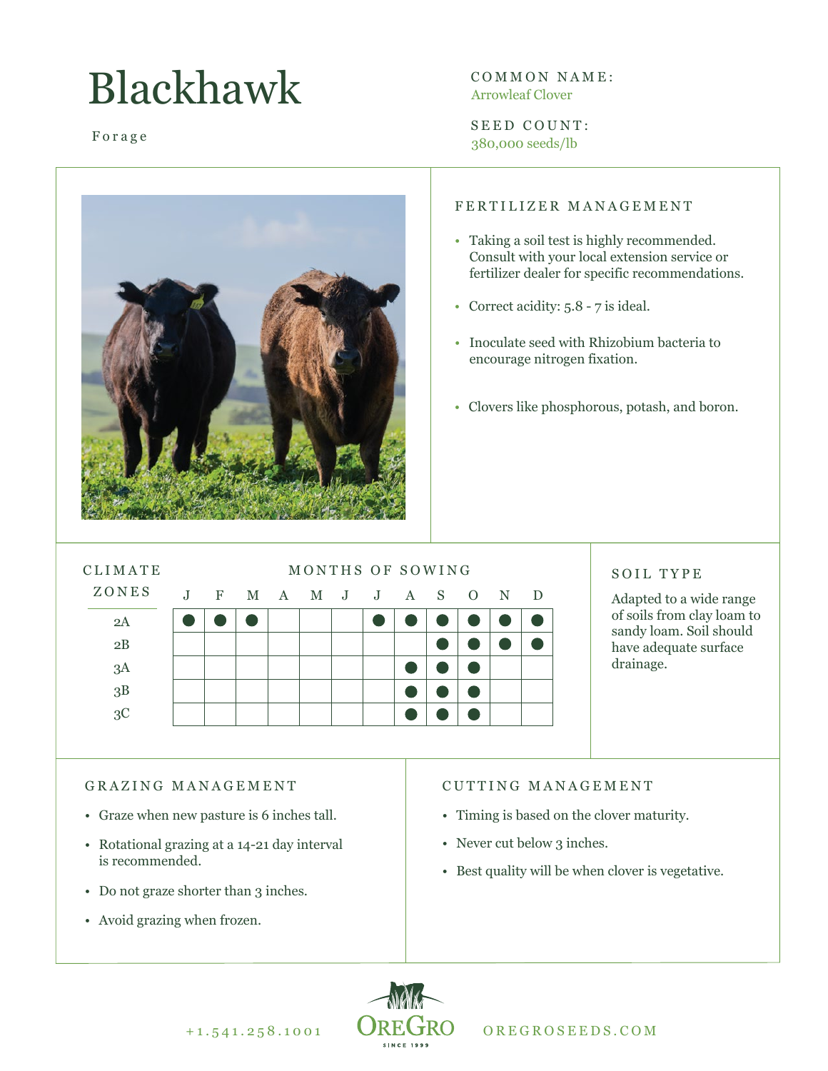# Blackhawk

Forage

COMMON NAME:
Arrowleaf Clover

SEED COUNT:
380,000 seeds/lb

## FERTILIZER MANAGEMENT

- Taking a soil test is highly recommended. Consult with your local extension service or fertilizer dealer for specific recommendations.
- Correct acidity: 5.8 - 7 is ideal.
- Inoculate seed with Rhizobium bacteria to encourage nitrogen fixation.
- Clovers like phosphorous, potash, and boron.

## CLIMATE ZONES / MONTHS OF SOWING

| CLIMATE ZONES | J | F | M | A | M | J | J | A | S | O | N | D |
|---|---|---|---|---|---|---|---|---|---|---|---|---|
| 2A | ● | ● | ● | | | | ● | ● | ● | ● | ● | ● |
| 2B | | | | | | | | | ● | ● | ● | ● |
| 3A | | | | | | | | ● | ● | ● | | |
| 3B | | | | | | | | ● | ● | ● | | |
| 3C | | | | | | | | ● | ● | ● | | |

## SOIL TYPE

Adapted to a wide range of soils from clay loam to sandy loam. Soil should have adequate surface drainage.

## GRAZING MANAGEMENT

- Graze when new pasture is 6 inches tall.
- Rotational grazing at a 14-21 day interval is recommended.
- Do not graze shorter than 3 inches.
- Avoid grazing when frozen.

## CUTTING MANAGEMENT

- Timing is based on the clover maturity.
- Never cut below 3 inches.
- Best quality will be when clover is vegetative.

+1.541.258.1001 OREGRO SINCE 1999 OREGROSEEDS.COM